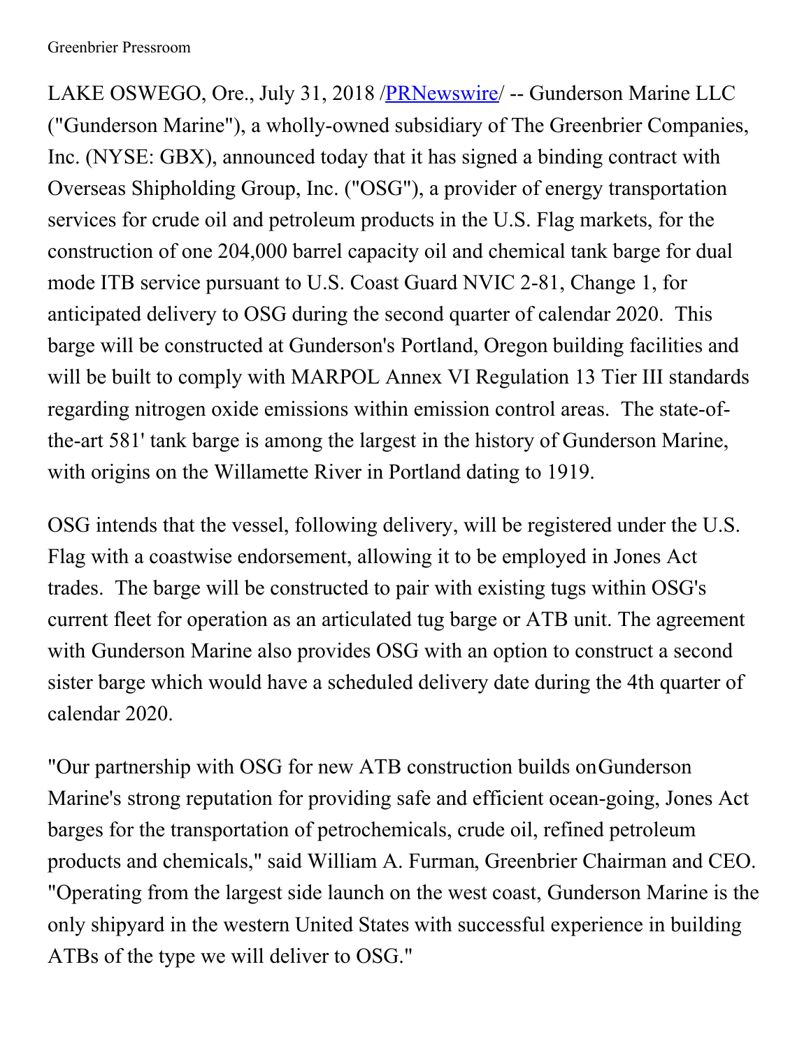Greenbrier Pressroom

LAKE OSWEGO, Ore., July 31, 2018 /PRNewswire/ -- Gunderson Marine LLC ("Gunderson Marine"), a wholly-owned subsidiary of The Greenbrier Companies, Inc. (NYSE: GBX), announced today that it has signed a binding contract with Overseas Shipholding Group, Inc. ("OSG"), a provider of energy transportation services for crude oil and petroleum products in the U.S. Flag markets, for the construction of one 204,000 barrel capacity oil and chemical tank barge for dual mode ITB service pursuant to U.S. Coast Guard NVIC 2-81, Change 1, for anticipated delivery to OSG during the second quarter of calendar 2020. This barge will be constructed at Gunderson's Portland, Oregon building facilities and will be built to comply with MARPOL Annex VI Regulation 13 Tier III standards regarding nitrogen oxide emissions within emission control areas. The state-of-the-art 581' tank barge is among the largest in the history of Gunderson Marine, with origins on the Willamette River in Portland dating to 1919.

OSG intends that the vessel, following delivery, will be registered under the U.S. Flag with a coastwise endorsement, allowing it to be employed in Jones Act trades. The barge will be constructed to pair with existing tugs within OSG's current fleet for operation as an articulated tug barge or ATB unit. The agreement with Gunderson Marine also provides OSG with an option to construct a second sister barge which would have a scheduled delivery date during the 4th quarter of calendar 2020.

"Our partnership with OSG for new ATB construction builds on Gunderson Marine's strong reputation for providing safe and efficient ocean-going, Jones Act barges for the transportation of petrochemicals, crude oil, refined petroleum products and chemicals," said William A. Furman, Greenbrier Chairman and CEO. "Operating from the largest side launch on the west coast, Gunderson Marine is the only shipyard in the western United States with successful experience in building ATBs of the type we will deliver to OSG."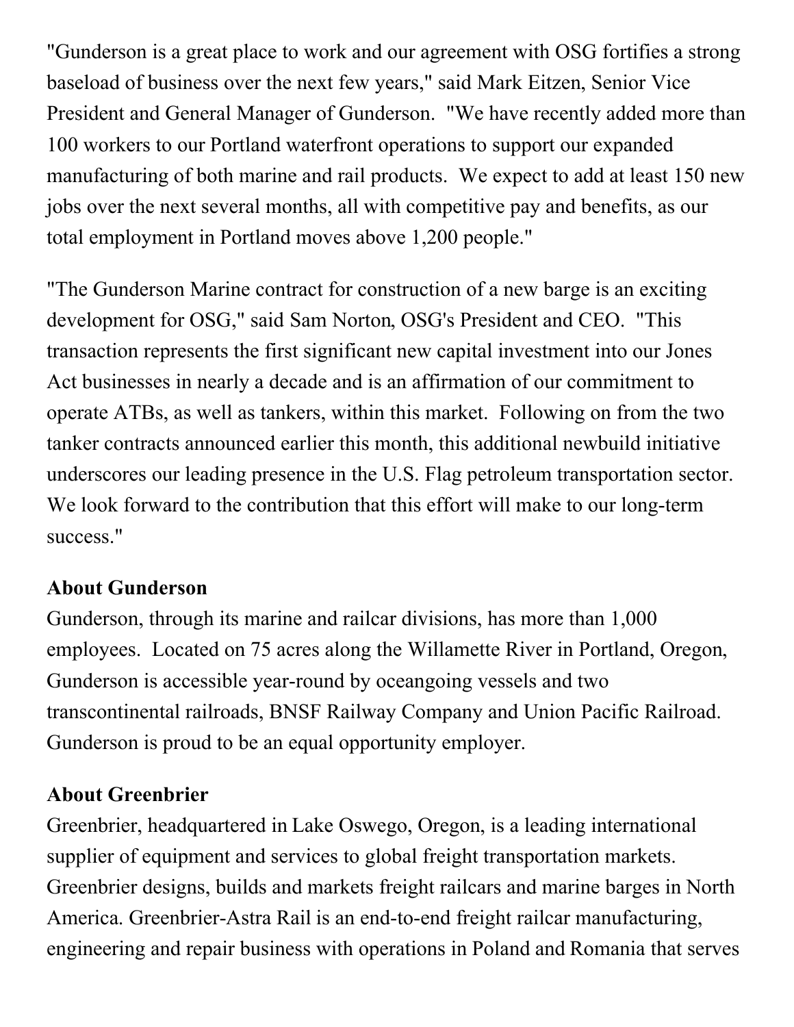"Gunderson is a great place to work and our agreement with OSG fortifies a strong baseload of business over the next few years," said Mark Eitzen, Senior Vice President and General Manager of Gunderson. "We have recently added more than 100 workers to our Portland waterfront operations to support our expanded manufacturing of both marine and rail products. We expect to add at least 150 new jobs over the next several months, all with competitive pay and benefits, as our total employment in Portland moves above 1,200 people."

"The Gunderson Marine contract for construction of a new barge is an exciting development for OSG," said Sam Norton, OSG's President and CEO. "This transaction represents the first significant new capital investment into our Jones Act businesses in nearly a decade and is an affirmation of our commitment to operate ATBs, as well as tankers, within this market. Following on from the two tanker contracts announced earlier this month, this additional newbuild initiative underscores our leading presence in the U.S. Flag petroleum transportation sector. We look forward to the contribution that this effort will make to our long-term success."

**About Gunderson**
Gunderson, through its marine and railcar divisions, has more than 1,000 employees. Located on 75 acres along the Willamette River in Portland, Oregon, Gunderson is accessible year-round by oceangoing vessels and two transcontinental railroads, BNSF Railway Company and Union Pacific Railroad. Gunderson is proud to be an equal opportunity employer.

**About Greenbrier**
Greenbrier, headquartered in Lake Oswego, Oregon, is a leading international supplier of equipment and services to global freight transportation markets. Greenbrier designs, builds and markets freight railcars and marine barges in North America. Greenbrier-Astra Rail is an end-to-end freight railcar manufacturing, engineering and repair business with operations in Poland and Romania that serves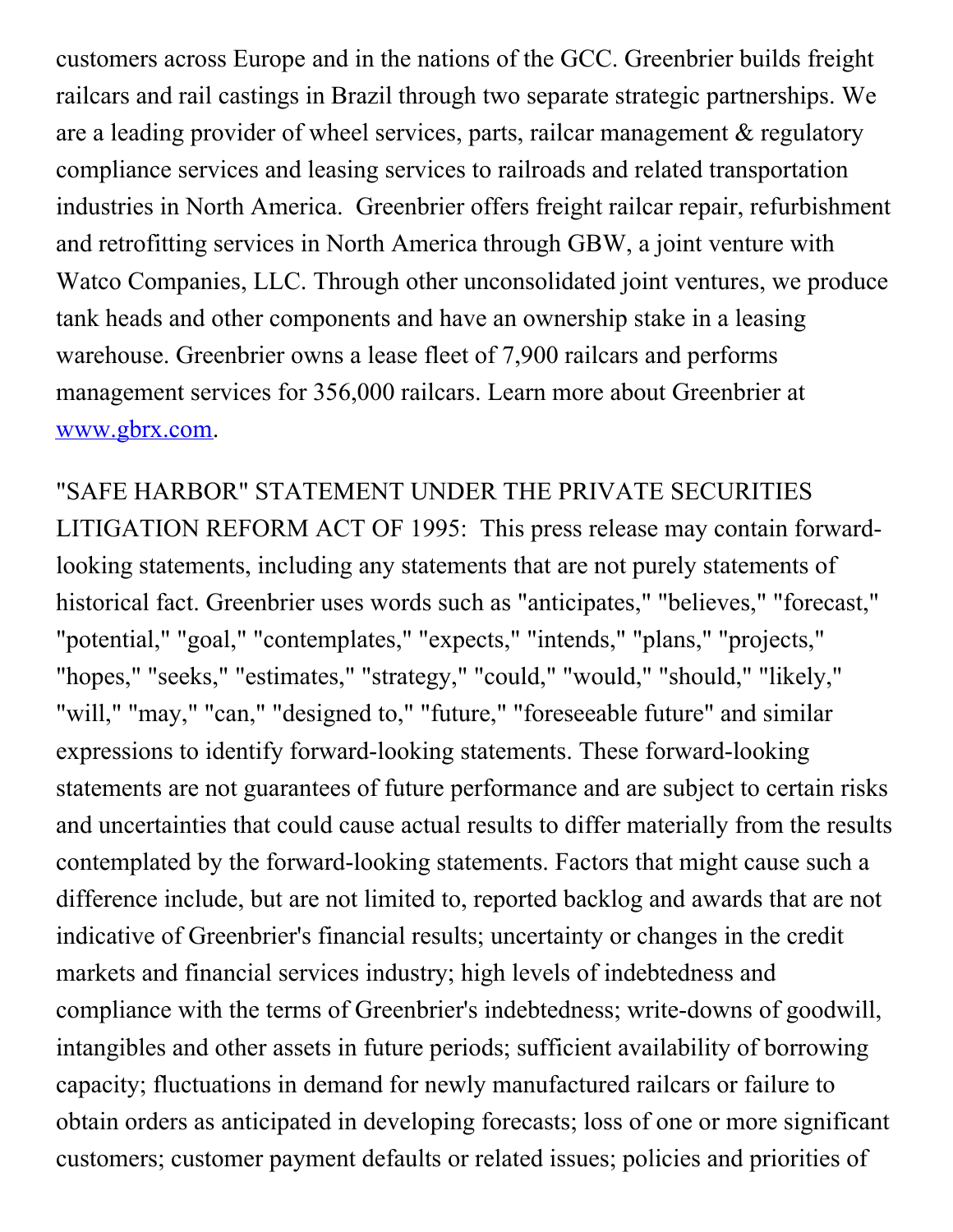customers across Europe and in the nations of the GCC. Greenbrier builds freight railcars and rail castings in Brazil through two separate strategic partnerships. We are a leading provider of wheel services, parts, railcar management & regulatory compliance services and leasing services to railroads and related transportation industries in North America.  Greenbrier offers freight railcar repair, refurbishment and retrofitting services in North America through GBW, a joint venture with Watco Companies, LLC. Through other unconsolidated joint ventures, we produce tank heads and other components and have an ownership stake in a leasing warehouse. Greenbrier owns a lease fleet of 7,900 railcars and performs management services for 356,000 railcars. Learn more about Greenbrier at [www.gbrx.com](http://www.gbrx.com).

"SAFE HARBOR" STATEMENT UNDER THE PRIVATE SECURITIES LITIGATION REFORM ACT OF 1995:  This press release may contain forward-looking statements, including any statements that are not purely statements of historical fact. Greenbrier uses words such as "anticipates," "believes," "forecast," "potential," "goal," "contemplates," "expects," "intends," "plans," "projects," "hopes," "seeks," "estimates," "strategy," "could," "would," "should," "likely," "will," "may," "can," "designed to," "future," "foreseeable future" and similar expressions to identify forward-looking statements. These forward-looking statements are not guarantees of future performance and are subject to certain risks and uncertainties that could cause actual results to differ materially from the results contemplated by the forward-looking statements. Factors that might cause such a difference include, but are not limited to, reported backlog and awards that are not indicative of Greenbrier's financial results; uncertainty or changes in the credit markets and financial services industry; high levels of indebtedness and compliance with the terms of Greenbrier's indebtedness; write-downs of goodwill, intangibles and other assets in future periods; sufficient availability of borrowing capacity; fluctuations in demand for newly manufactured railcars or failure to obtain orders as anticipated in developing forecasts; loss of one or more significant customers; customer payment defaults or related issues; policies and priorities of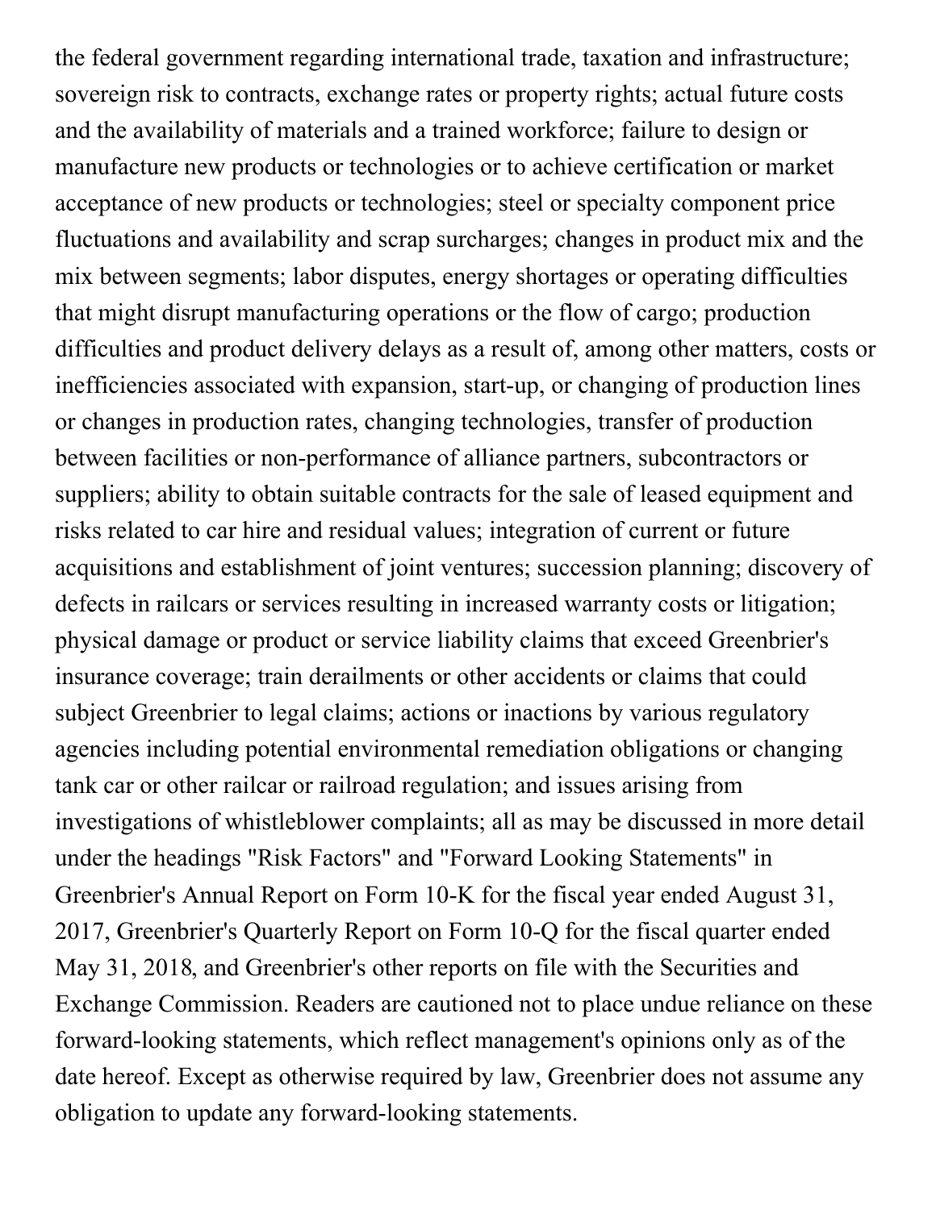the federal government regarding international trade, taxation and infrastructure; sovereign risk to contracts, exchange rates or property rights; actual future costs and the availability of materials and a trained workforce; failure to design or manufacture new products or technologies or to achieve certification or market acceptance of new products or technologies; steel or specialty component price fluctuations and availability and scrap surcharges; changes in product mix and the mix between segments; labor disputes, energy shortages or operating difficulties that might disrupt manufacturing operations or the flow of cargo; production difficulties and product delivery delays as a result of, among other matters, costs or inefficiencies associated with expansion, start-up, or changing of production lines or changes in production rates, changing technologies, transfer of production between facilities or non-performance of alliance partners, subcontractors or suppliers; ability to obtain suitable contracts for the sale of leased equipment and risks related to car hire and residual values; integration of current or future acquisitions and establishment of joint ventures; succession planning; discovery of defects in railcars or services resulting in increased warranty costs or litigation; physical damage or product or service liability claims that exceed Greenbrier's insurance coverage; train derailments or other accidents or claims that could subject Greenbrier to legal claims; actions or inactions by various regulatory agencies including potential environmental remediation obligations or changing tank car or other railcar or railroad regulation; and issues arising from investigations of whistleblower complaints; all as may be discussed in more detail under the headings "Risk Factors" and "Forward Looking Statements" in Greenbrier's Annual Report on Form 10-K for the fiscal year ended August 31, 2017, Greenbrier's Quarterly Report on Form 10-Q for the fiscal quarter ended May 31, 2018, and Greenbrier's other reports on file with the Securities and Exchange Commission. Readers are cautioned not to place undue reliance on these forward-looking statements, which reflect management's opinions only as of the date hereof. Except as otherwise required by law, Greenbrier does not assume any obligation to update any forward-looking statements.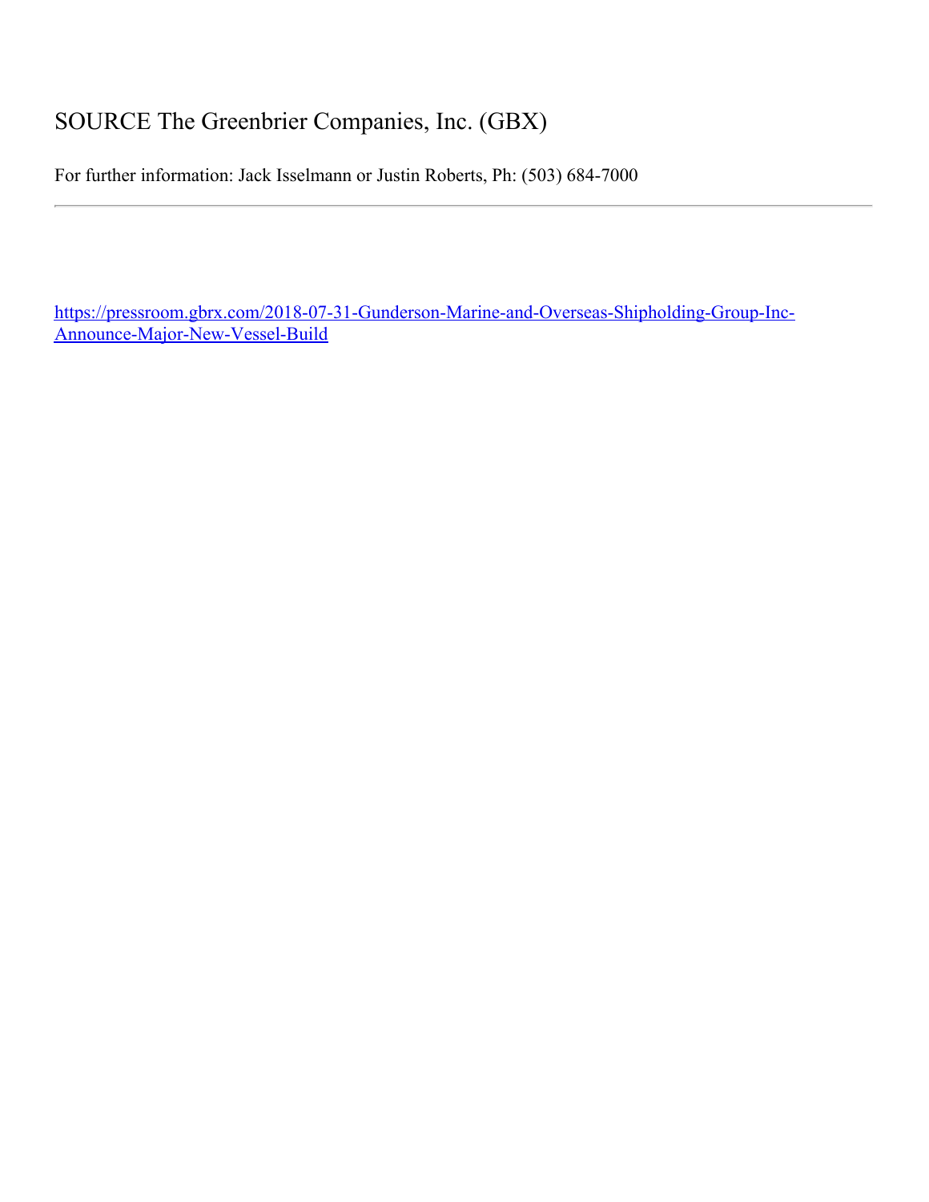SOURCE The Greenbrier Companies, Inc. (GBX)

For further information: Jack Isselmann or Justin Roberts, Ph: (503) 684-7000

---

[https://pressroom.gbrx.com/2018-07-31-Gunderson-Marine-and-Overseas-Shipholding-Group-Inc-Announce-Major-New-Vessel-Build](https://pressroom.gbrx.com/2018-07-31-Gunderson-Marine-and-Overseas-Shipholding-Group-Inc-Announce-Major-New-Vessel-Build)